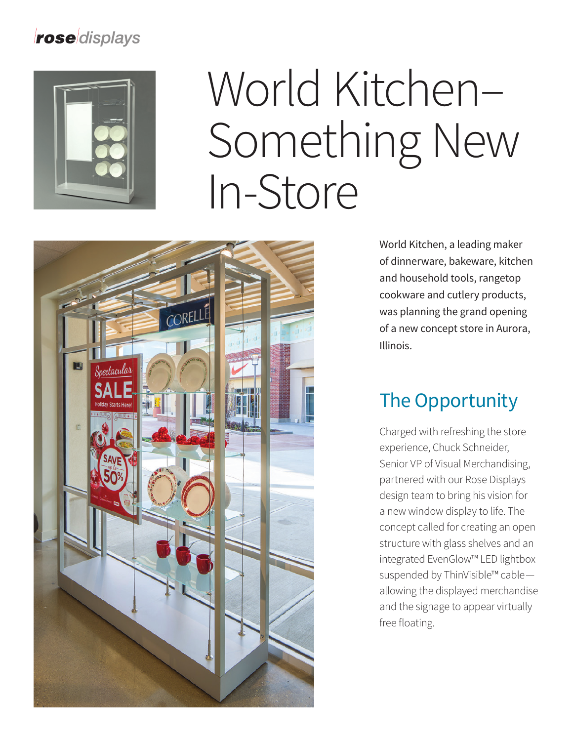rose displays

# World Kitchen–Something New In-Store

World Kitchen, a leading maker of dinnerware, bakeware, kitchen and household tools, rangetop cookware and cutlery products, was planning the grand opening of a new concept store in Aurora, Illinois.

## The Opportunity

Charged with refreshing the store experience, Chuck Schneider, Senior VP of Visual Merchandising, partnered with our Rose Displays design team to bring his vision for a new window display to life. The concept called for creating an open structure with glass shelves and an integrated EvenGlow™ LED lightbox suspended by ThinVisible™ cable—allowing the displayed merchandise and the signage to appear virtually free floating.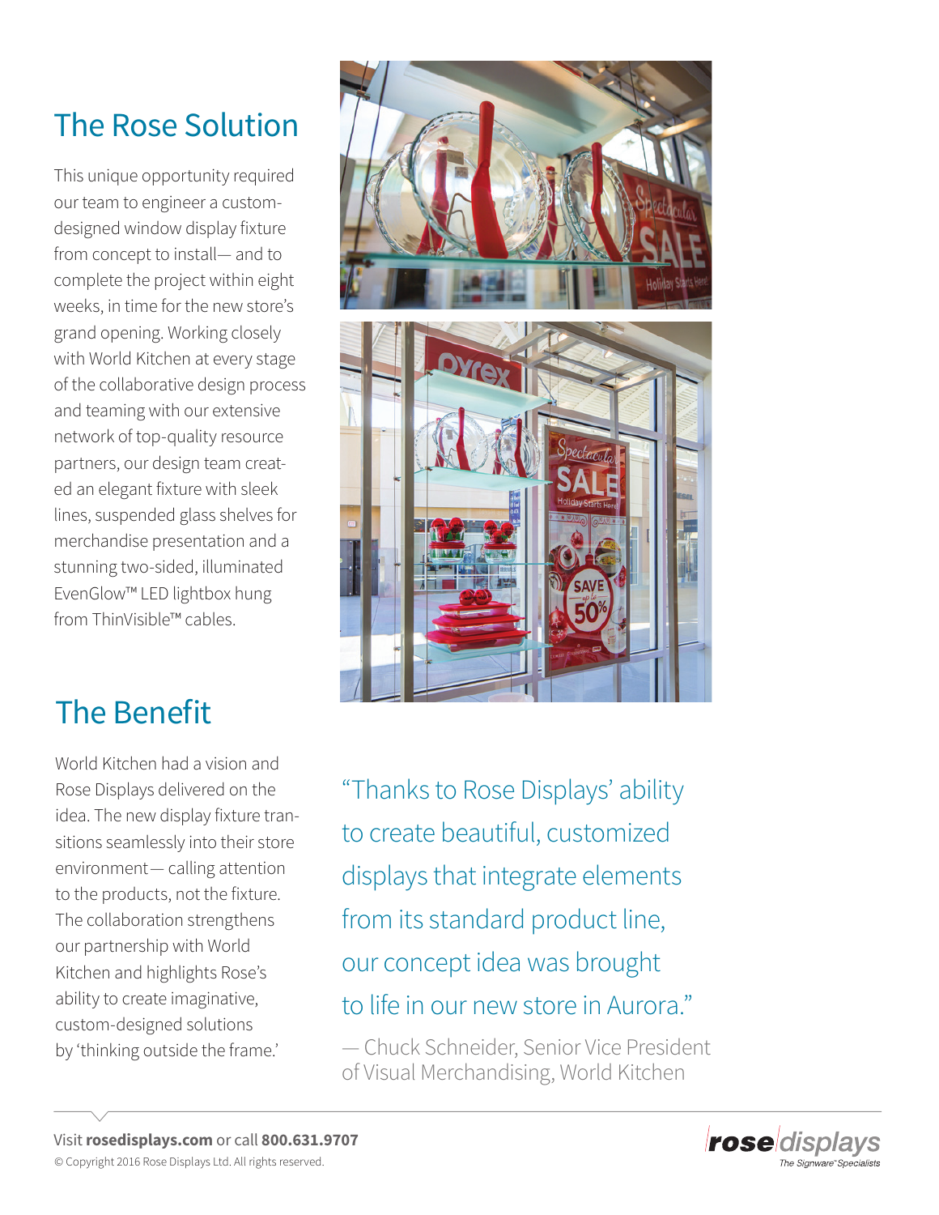## The Rose Solution

This unique opportunity required our team to engineer a custom-designed window display fixture from concept to install— and to complete the project within eight weeks, in time for the new store's grand opening. Working closely with World Kitchen at every stage of the collaborative design process and teaming with our extensive network of top-quality resource partners, our design team created an elegant fixture with sleek lines, suspended glass shelves for merchandise presentation and a stunning two-sided, illuminated EvenGlow™ LED lightbox hung from ThinVisible™ cables.

## The Benefit

World Kitchen had a vision and Rose Displays delivered on the idea. The new display fixture transitions seamlessly into their store environment— calling attention to the products, not the fixture. The collaboration strengthens our partnership with World Kitchen and highlights Rose's ability to create imaginative, custom-designed solutions by 'thinking outside the frame.'

"Thanks to Rose Displays' ability to create beautiful, customized displays that integrate elements from its standard product line, our concept idea was brought to life in our new store in Aurora."

— Chuck Schneider, Senior Vice President of Visual Merchandising, World Kitchen

Visit **rosedisplays.com** or call **800.631.9707**

© Copyright 2016 Rose Displays Ltd. All rights reserved.

rose displays
*The Signware™ Specialists*